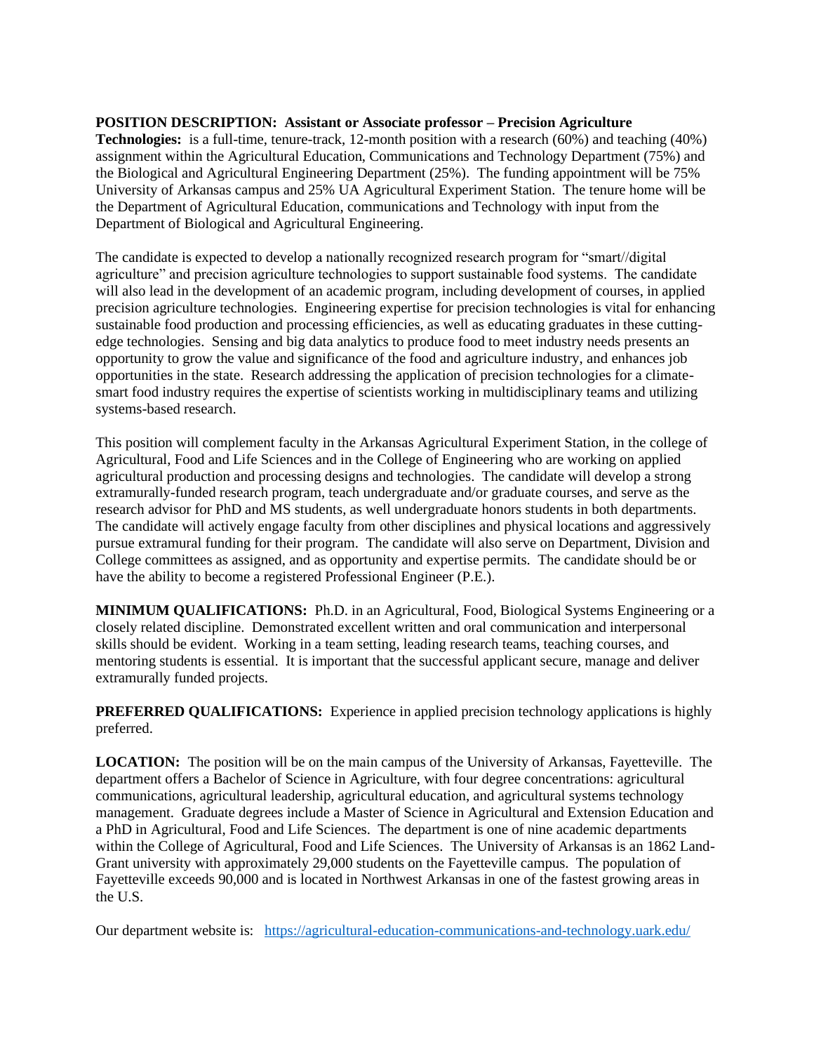**POSITION DESCRIPTION: Assistant or Associate professor – Precision Agriculture Technologies:** is a full-time, tenure-track, 12-month position with a research (60%) and teaching (40%) assignment within the Agricultural Education, Communications and Technology Department (75%) and the Biological and Agricultural Engineering Department (25%). The funding appointment will be 75% University of Arkansas campus and 25% UA Agricultural Experiment Station. The tenure home will be the Department of Agricultural Education, communications and Technology with input from the Department of Biological and Agricultural Engineering.

The candidate is expected to develop a nationally recognized research program for "smart//digital agriculture" and precision agriculture technologies to support sustainable food systems. The candidate will also lead in the development of an academic program, including development of courses, in applied precision agriculture technologies. Engineering expertise for precision technologies is vital for enhancing sustainable food production and processing efficiencies, as well as educating graduates in these cutting-edge technologies. Sensing and big data analytics to produce food to meet industry needs presents an opportunity to grow the value and significance of the food and agriculture industry, and enhances job opportunities in the state. Research addressing the application of precision technologies for a climate-smart food industry requires the expertise of scientists working in multidisciplinary teams and utilizing systems-based research.

This position will complement faculty in the Arkansas Agricultural Experiment Station, in the college of Agricultural, Food and Life Sciences and in the College of Engineering who are working on applied agricultural production and processing designs and technologies. The candidate will develop a strong extramurally-funded research program, teach undergraduate and/or graduate courses, and serve as the research advisor for PhD and MS students, as well undergraduate honors students in both departments. The candidate will actively engage faculty from other disciplines and physical locations and aggressively pursue extramural funding for their program. The candidate will also serve on Department, Division and College committees as assigned, and as opportunity and expertise permits. The candidate should be or have the ability to become a registered Professional Engineer (P.E.).

**MINIMUM QUALIFICATIONS:** Ph.D. in an Agricultural, Food, Biological Systems Engineering or a closely related discipline. Demonstrated excellent written and oral communication and interpersonal skills should be evident. Working in a team setting, leading research teams, teaching courses, and mentoring students is essential. It is important that the successful applicant secure, manage and deliver extramurally funded projects.

**PREFERRED QUALIFICATIONS:** Experience in applied precision technology applications is highly preferred.

**LOCATION:** The position will be on the main campus of the University of Arkansas, Fayetteville. The department offers a Bachelor of Science in Agriculture, with four degree concentrations: agricultural communications, agricultural leadership, agricultural education, and agricultural systems technology management. Graduate degrees include a Master of Science in Agricultural and Extension Education and a PhD in Agricultural, Food and Life Sciences. The department is one of nine academic departments within the College of Agricultural, Food and Life Sciences. The University of Arkansas is an 1862 Land-Grant university with approximately 29,000 students on the Fayetteville campus. The population of Fayetteville exceeds 90,000 and is located in Northwest Arkansas in one of the fastest growing areas in the U.S.

Our department website is: https://agricultural-education-communications-and-technology.uark.edu/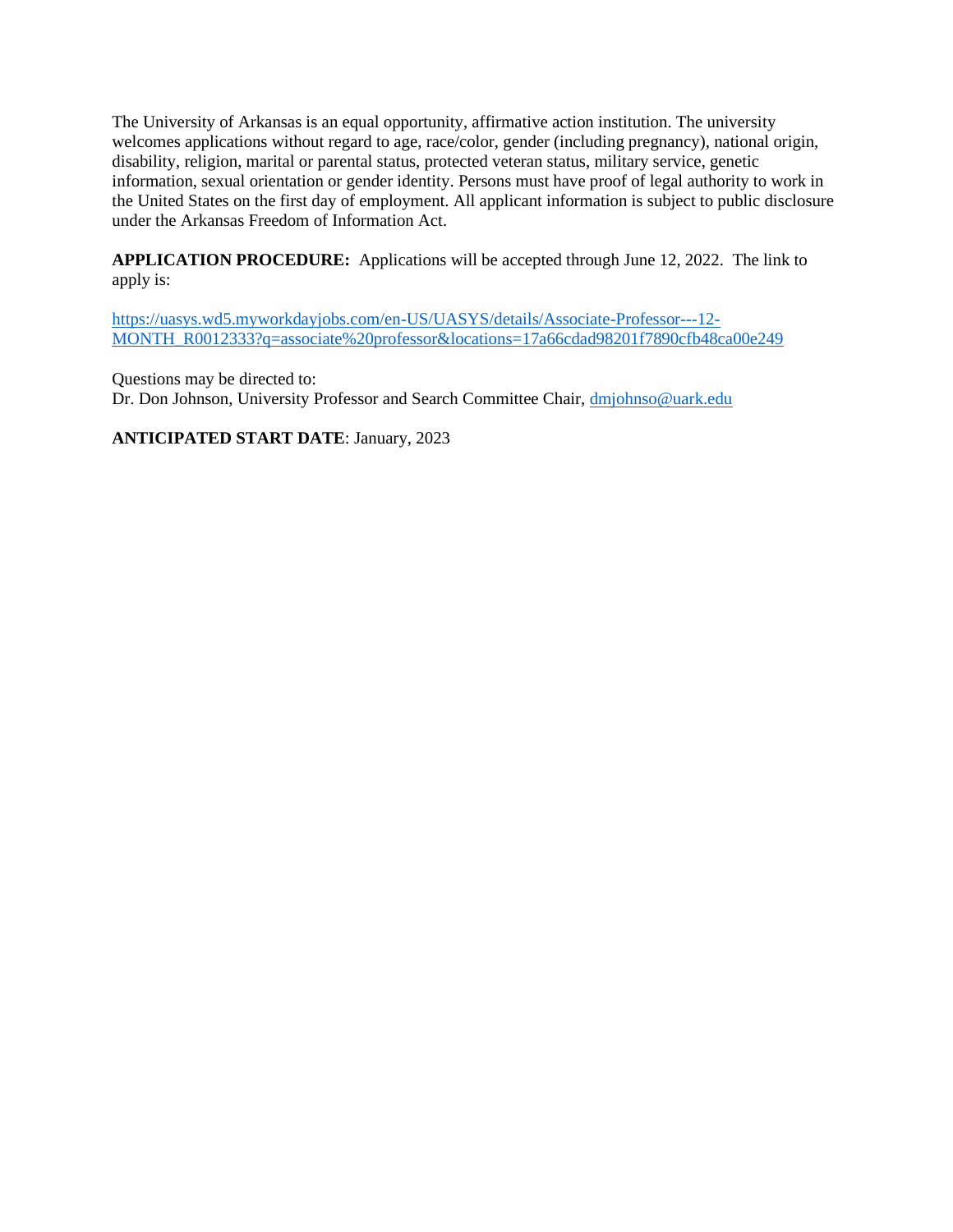The University of Arkansas is an equal opportunity, affirmative action institution. The university welcomes applications without regard to age, race/color, gender (including pregnancy), national origin, disability, religion, marital or parental status, protected veteran status, military service, genetic information, sexual orientation or gender identity. Persons must have proof of legal authority to work in the United States on the first day of employment. All applicant information is subject to public disclosure under the Arkansas Freedom of Information Act.

**APPLICATION PROCEDURE:** Applications will be accepted through June 12, 2022. The link to apply is:

https://uasys.wd5.myworkdayjobs.com/en-US/UASYS/details/Associate-Professor---12-MONTH_R0012333?q=associate%20professor&locations=17a66cdad98201f7890cfb48ca00e249

Questions may be directed to:
Dr. Don Johnson, University Professor and Search Committee Chair, dmjohnso@uark.edu

**ANTICIPATED START DATE**: January, 2023